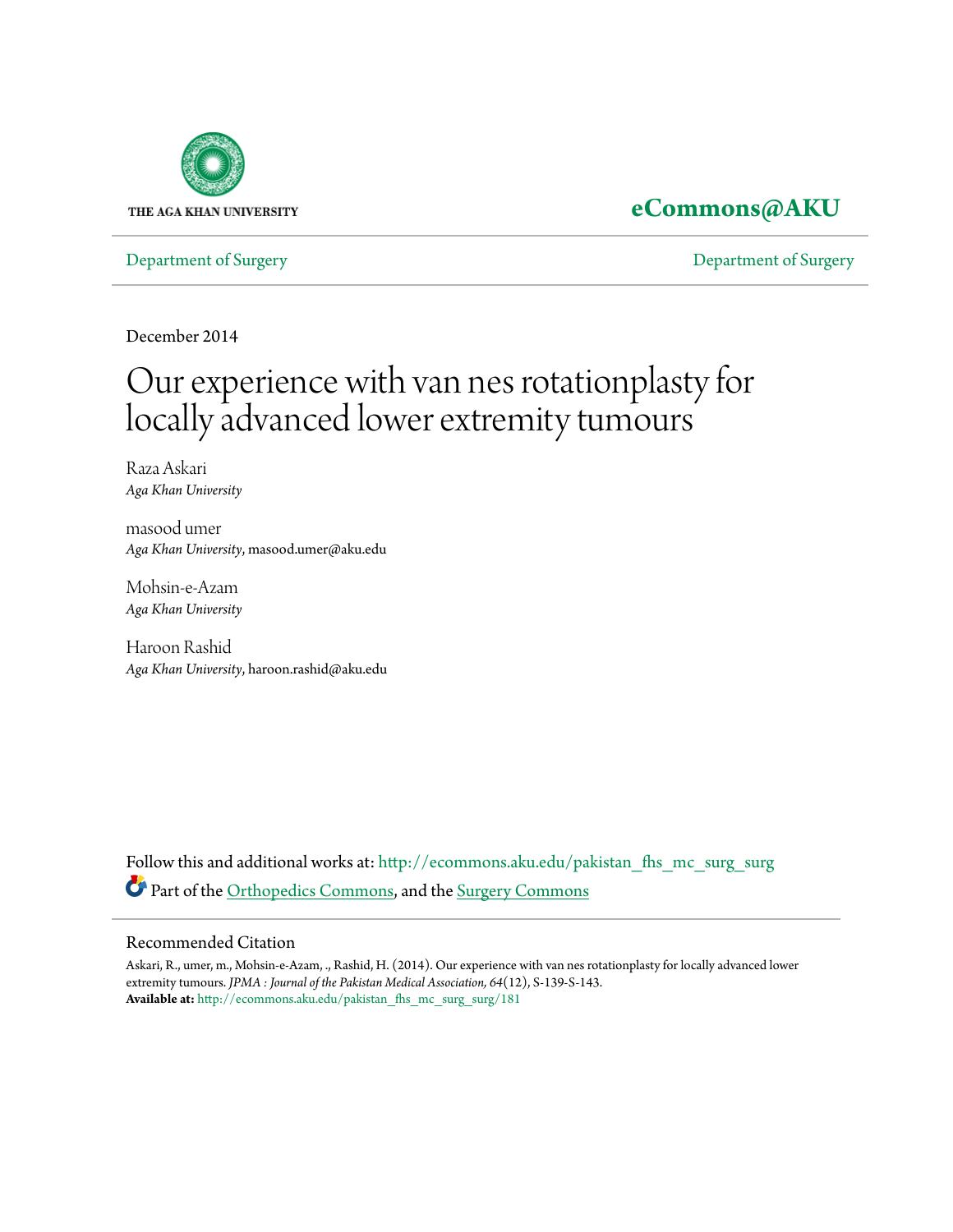THE AGA KHAN UNIVERSITY

**eCommons@AKU**

Department of Surgery | Department of Surgery

December 2014

# Our experience with van nes rotationplasty for locally advanced lower extremity tumours

Raza Askari
*Aga Khan University*

masood umer
*Aga Khan University*, masood.umer@aku.edu

Mohsin-e-Azam
*Aga Khan University*

Haroon Rashid
*Aga Khan University*, haroon.rashid@aku.edu

Follow this and additional works at: http://ecommons.aku.edu/pakistan_fhs_mc_surg_surg

Part of the Orthopedics Commons, and the Surgery Commons

## Recommended Citation

Askari, R., umer, m., Mohsin-e-Azam, ., Rashid, H. (2014). Our experience with van nes rotationplasty for locally advanced lower extremity tumours. *JPMA : Journal of the Pakistan Medical Association, 64*(12), S-139-S-143.
**Available at:** http://ecommons.aku.edu/pakistan_fhs_mc_surg_surg/181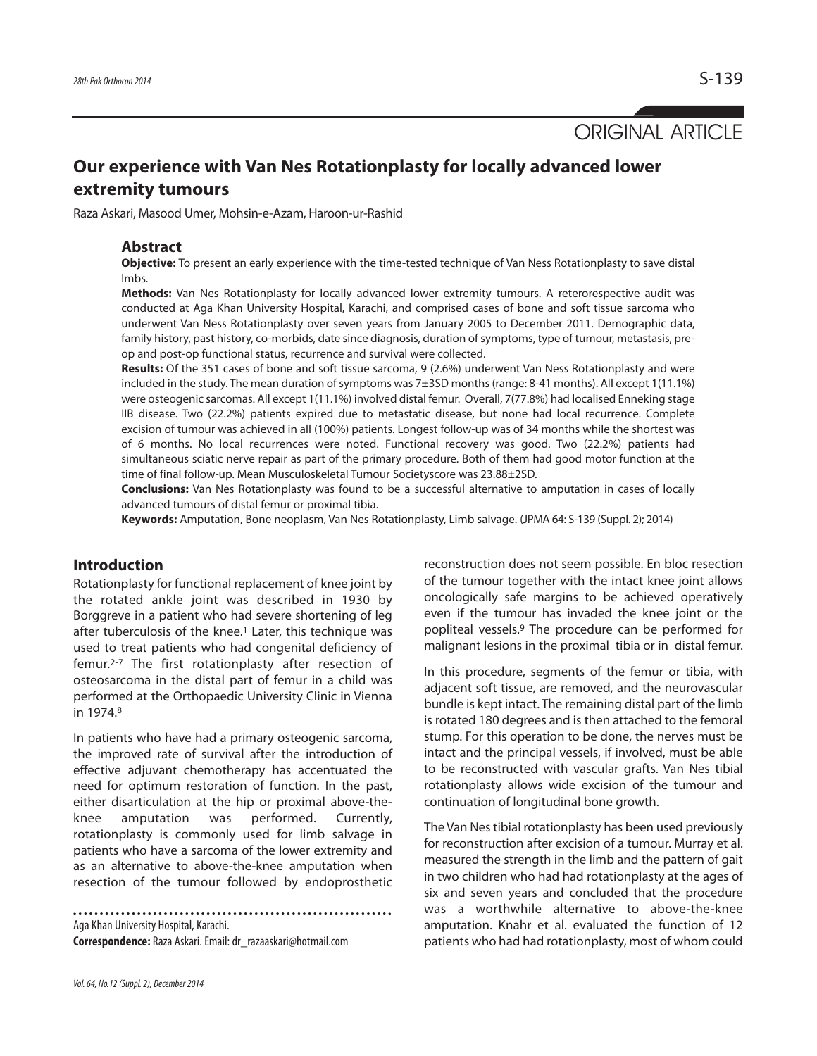ORIGINAL ARTICLE

# Our experience with Van Nes Rotationplasty for locally advanced lower extremity tumours

Raza Askari, Masood Umer, Mohsin-e-Azam, Haroon-ur-Rashid

## Abstract

**Objective:** To present an early experience with the time-tested technique of Van Ness Rotationplasty to save distal lmbs.

**Methods:** Van Nes Rotationplasty for locally advanced lower extremity tumours. A reterorespective audit was conducted at Aga Khan University Hospital, Karachi, and comprised cases of bone and soft tissue sarcoma who underwent Van Ness Rotationplasty over seven years from January 2005 to December 2011. Demographic data, family history, past history, co-morbids, date since diagnosis, duration of symptoms, type of tumour, metastasis, pre-op and post-op functional status, recurrence and survival were collected.

**Results:** Of the 351 cases of bone and soft tissue sarcoma, 9 (2.6%) underwent Van Ness Rotationplasty and were included in the study. The mean duration of symptoms was 7±3SD months (range: 8-41 months). All except 1(11.1%) were osteogenic sarcomas. All except 1(11.1%) involved distal femur. Overall, 7(77.8%) had localised Enneking stage IIB disease. Two (22.2%) patients expired due to metastatic disease, but none had local recurrence. Complete excision of tumour was achieved in all (100%) patients. Longest follow-up was of 34 months while the shortest was of 6 months. No local recurrences were noted. Functional recovery was good. Two (22.2%) patients had simultaneous sciatic nerve repair as part of the primary procedure. Both of them had good motor function at the time of final follow-up. Mean Musculoskeletal Tumour Societyscore was 23.88±2SD.

**Conclusions:** Van Nes Rotationplasty was found to be a successful alternative to amputation in cases of locally advanced tumours of distal femur or proximal tibia.

**Keywords:** Amputation, Bone neoplasm, Van Nes Rotationplasty, Limb salvage. (JPMA 64: S-139 (Suppl. 2); 2014)

## Introduction

Rotationplasty for functional replacement of knee joint by the rotated ankle joint was described in 1930 by Borggreve in a patient who had severe shortening of leg after tuberculosis of the knee.[1] Later, this technique was used to treat patients who had congenital deficiency of femur.[2-7] The first rotationplasty after resection of osteosarcoma in the distal part of femur in a child was performed at the Orthopaedic University Clinic in Vienna in 1974.[8]

In patients who have had a primary osteogenic sarcoma, the improved rate of survival after the introduction of effective adjuvant chemotherapy has accentuated the need for optimum restoration of function. In the past, either disarticulation at the hip or proximal above-the-knee amputation was performed. Currently, rotationplasty is commonly used for limb salvage in patients who have a sarcoma of the lower extremity and as an alternative to above-the-knee amputation when resection of the tumour followed by endoprosthetic reconstruction does not seem possible. En bloc resection of the tumour together with the intact knee joint allows oncologically safe margins to be achieved operatively even if the tumour has invaded the knee joint or the popliteal vessels.[9] The procedure can be performed for malignant lesions in the proximal tibia or in distal femur.

In this procedure, segments of the femur or tibia, with adjacent soft tissue, are removed, and the neurovascular bundle is kept intact. The remaining distal part of the limb is rotated 180 degrees and is then attached to the femoral stump. For this operation to be done, the nerves must be intact and the principal vessels, if involved, must be able to be reconstructed with vascular grafts. Van Nes tibial rotationplasty allows wide excision of the tumour and continuation of longitudinal bone growth.

The Van Nes tibial rotationplasty has been used previously for reconstruction after excision of a tumour. Murray et al. measured the strength in the limb and the pattern of gait in two children who had had rotationplasty at the ages of six and seven years and concluded that the procedure was a worthwhile alternative to above-the-knee amputation. Knahr et al. evaluated the function of 12 patients who had had rotationplasty, most of whom could

Aga Khan University Hospital, Karachi.

**Correspondence:** Raza Askari. Email: dr_razaaskari@hotmail.com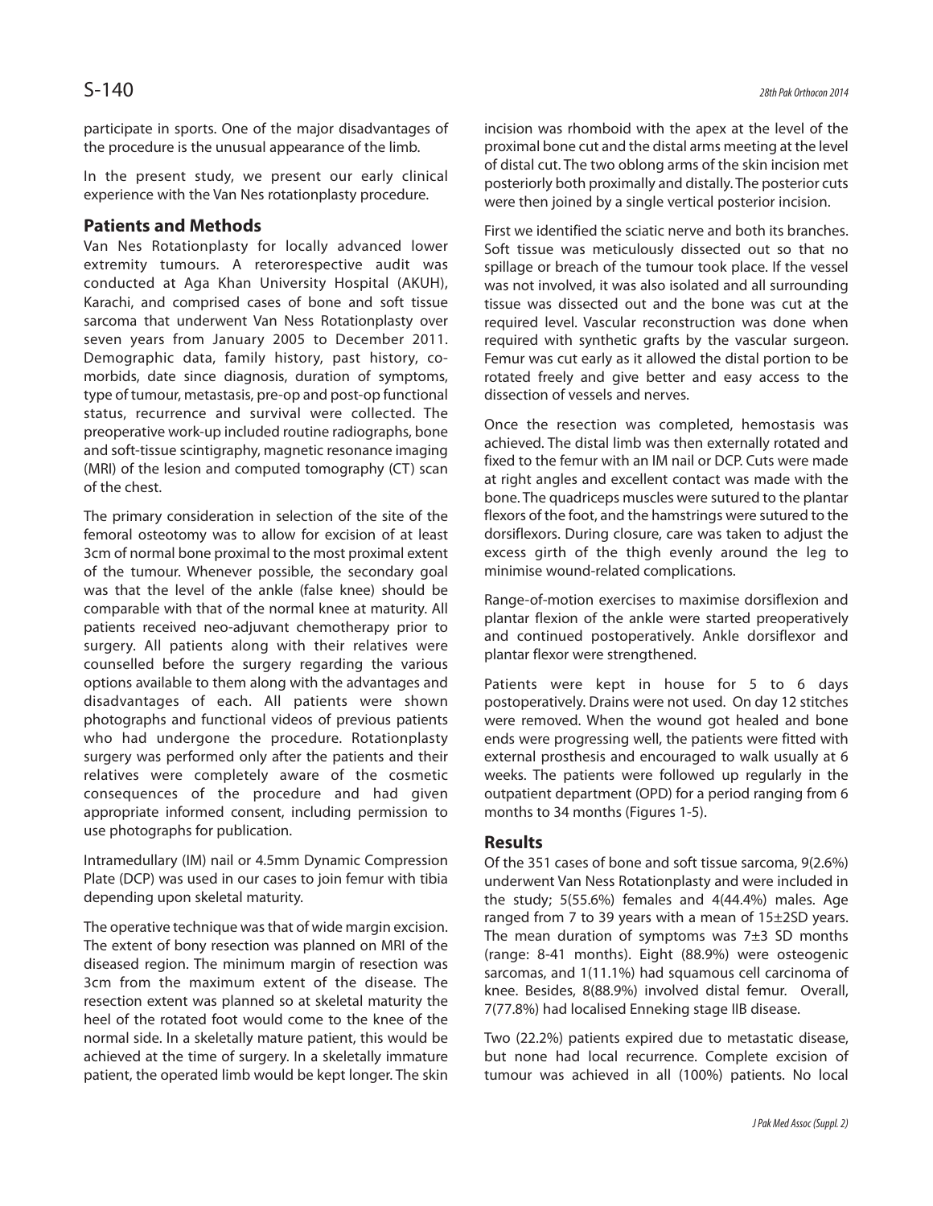participate in sports. One of the major disadvantages of the procedure is the unusual appearance of the limb.

In the present study, we present our early clinical experience with the Van Nes rotationplasty procedure.

## Patients and Methods

Van Nes Rotationplasty for locally advanced lower extremity tumours. A reterorespective audit was conducted at Aga Khan University Hospital (AKUH), Karachi, and comprised cases of bone and soft tissue sarcoma that underwent Van Ness Rotationplasty over seven years from January 2005 to December 2011. Demographic data, family history, past history, co-morbids, date since diagnosis, duration of symptoms, type of tumour, metastasis, pre-op and post-op functional status, recurrence and survival were collected. The preoperative work-up included routine radiographs, bone and soft-tissue scintigraphy, magnetic resonance imaging (MRI) of the lesion and computed tomography (CT) scan of the chest.

The primary consideration in selection of the site of the femoral osteotomy was to allow for excision of at least 3cm of normal bone proximal to the most proximal extent of the tumour. Whenever possible, the secondary goal was that the level of the ankle (false knee) should be comparable with that of the normal knee at maturity. All patients received neo-adjuvant chemotherapy prior to surgery. All patients along with their relatives were counselled before the surgery regarding the various options available to them along with the advantages and disadvantages of each. All patients were shown photographs and functional videos of previous patients who had undergone the procedure. Rotationplasty surgery was performed only after the patients and their relatives were completely aware of the cosmetic consequences of the procedure and had given appropriate informed consent, including permission to use photographs for publication.

Intramedullary (IM) nail or 4.5mm Dynamic Compression Plate (DCP) was used in our cases to join femur with tibia depending upon skeletal maturity.

The operative technique was that of wide margin excision. The extent of bony resection was planned on MRI of the diseased region. The minimum margin of resection was 3cm from the maximum extent of the disease. The resection extent was planned so at skeletal maturity the heel of the rotated foot would come to the knee of the normal side. In a skeletally mature patient, this would be achieved at the time of surgery. In a skeletally immature patient, the operated limb would be kept longer. The skin incision was rhomboid with the apex at the level of the proximal bone cut and the distal arms meeting at the level of distal cut. The two oblong arms of the skin incision met posteriorly both proximally and distally. The posterior cuts were then joined by a single vertical posterior incision.

First we identified the sciatic nerve and both its branches. Soft tissue was meticulously dissected out so that no spillage or breach of the tumour took place. If the vessel was not involved, it was also isolated and all surrounding tissue was dissected out and the bone was cut at the required level. Vascular reconstruction was done when required with synthetic grafts by the vascular surgeon. Femur was cut early as it allowed the distal portion to be rotated freely and give better and easy access to the dissection of vessels and nerves.

Once the resection was completed, hemostasis was achieved. The distal limb was then externally rotated and fixed to the femur with an IM nail or DCP. Cuts were made at right angles and excellent contact was made with the bone. The quadriceps muscles were sutured to the plantar flexors of the foot, and the hamstrings were sutured to the dorsiflexors. During closure, care was taken to adjust the excess girth of the thigh evenly around the leg to minimise wound-related complications.

Range-of-motion exercises to maximise dorsiflexion and plantar flexion of the ankle were started preoperatively and continued postoperatively. Ankle dorsiflexor and plantar flexor were strengthened.

Patients were kept in house for 5 to 6 days postoperatively. Drains were not used. On day 12 stitches were removed. When the wound got healed and bone ends were progressing well, the patients were fitted with external prosthesis and encouraged to walk usually at 6 weeks. The patients were followed up regularly in the outpatient department (OPD) for a period ranging from 6 months to 34 months (Figures 1-5).

## Results

Of the 351 cases of bone and soft tissue sarcoma, 9(2.6%) underwent Van Ness Rotationplasty and were included in the study; 5(55.6%) females and 4(44.4%) males. Age ranged from 7 to 39 years with a mean of 15±2SD years. The mean duration of symptoms was 7±3 SD months (range: 8-41 months). Eight (88.9%) were osteogenic sarcomas, and 1(11.1%) had squamous cell carcinoma of knee. Besides, 8(88.9%) involved distal femur. Overall, 7(77.8%) had localised Enneking stage IIB disease.

Two (22.2%) patients expired due to metastatic disease, but none had local recurrence. Complete excision of tumour was achieved in all (100%) patients. No local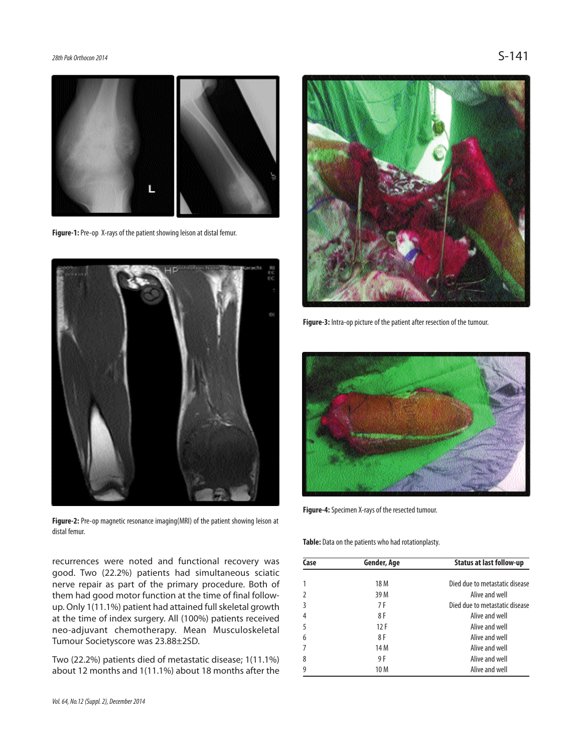Figure-1: Pre-op X-rays of the patient showing leison at distal femur.

Figure-2: Pre-op magnetic resonance imaging(MRI) of the patient showing leison at distal femur.

recurrences were noted and functional recovery was good. Two (22.2%) patients had simultaneous sciatic nerve repair as part of the primary procedure. Both of them had good motor function at the time of final follow-up. Only 1(11.1%) patient had attained full skeletal growth at the time of index surgery. All (100%) patients received neo-adjuvant chemotherapy. Mean Musculoskeletal Tumour Societyscore was 23.88±2SD.

Two (22.2%) patients died of metastatic disease; 1(11.1%) about 12 months and 1(11.1%) about 18 months after the

Figure-3: Intra-op picture of the patient after resection of the tumour.

Figure-4: Specimen X-rays of the resected tumour.

**Table:** Data on the patients who had rotationplasty.

| Case | Gender, Age | Status at last follow-up |
|---|---|---|
| 1 | 18 M | Died due to metastatic disease |
| 2 | 39 M | Alive and well |
| 3 | 7 F | Died due to metastatic disease |
| 4 | 8 F | Alive and well |
| 5 | 12 F | Alive and well |
| 6 | 8 F | Alive and well |
| 7 | 14 M | Alive and well |
| 8 | 9 F | Alive and well |
| 9 | 10 M | Alive and well |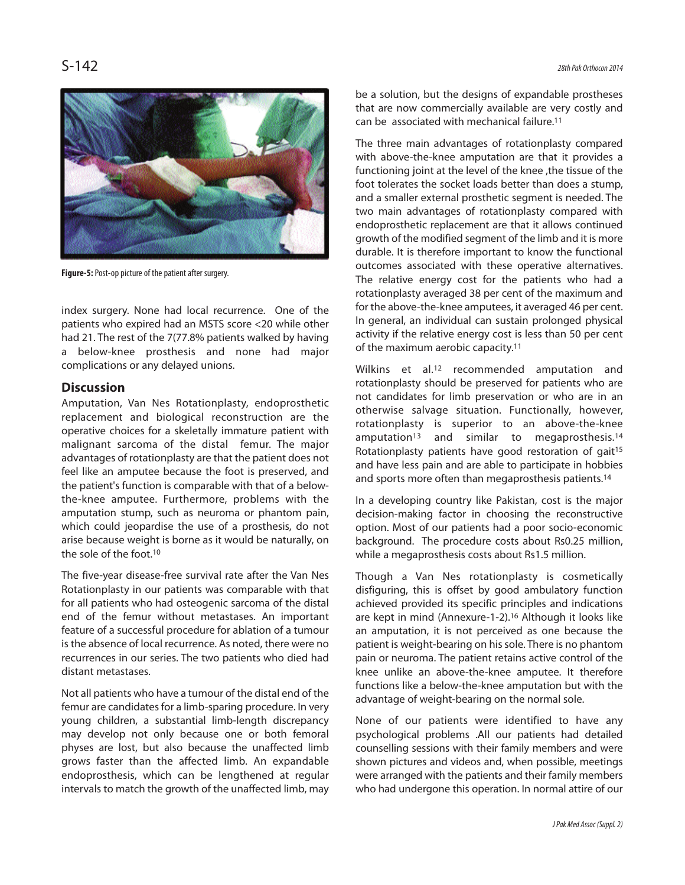Figure-5: Post-op picture of the patient after surgery.

index surgery. None had local recurrence. One of the patients who expired had an MSTS score <20 while other had 21. The rest of the 7(77.8% patients walked by having a below-knee prosthesis and none had major complications or any delayed unions.

## Discussion

Amputation, Van Nes Rotationplasty, endoprosthetic replacement and biological reconstruction are the operative choices for a skeletally immature patient with malignant sarcoma of the distal femur. The major advantages of rotationplasty are that the patient does not feel like an amputee because the foot is preserved, and the patient's function is comparable with that of a below-the-knee amputee. Furthermore, problems with the amputation stump, such as neuroma or phantom pain, which could jeopardise the use of a prosthesis, do not arise because weight is borne as it would be naturally, on the sole of the foot.[10]

The five-year disease-free survival rate after the Van Nes Rotationplasty in our patients was comparable with that for all patients who had osteogenic sarcoma of the distal end of the femur without metastases. An important feature of a successful procedure for ablation of a tumour is the absence of local recurrence. As noted, there were no recurrences in our series. The two patients who died had distant metastases.

Not all patients who have a tumour of the distal end of the femur are candidates for a limb-sparing procedure. In very young children, a substantial limb-length discrepancy may develop not only because one or both femoral physes are lost, but also because the unaffected limb grows faster than the affected limb. An expandable endoprosthesis, which can be lengthened at regular intervals to match the growth of the unaffected limb, may be a solution, but the designs of expandable prostheses that are now commercially available are very costly and can be associated with mechanical failure.[11]

The three main advantages of rotationplasty compared with above-the-knee amputation are that it provides a functioning joint at the level of the knee ,the tissue of the foot tolerates the socket loads better than does a stump, and a smaller external prosthetic segment is needed. The two main advantages of rotationplasty compared with endoprosthetic replacement are that it allows continued growth of the modified segment of the limb and it is more durable. It is therefore important to know the functional outcomes associated with these operative alternatives. The relative energy cost for the patients who had a rotationplasty averaged 38 per cent of the maximum and for the above-the-knee amputees, it averaged 46 per cent. In general, an individual can sustain prolonged physical activity if the relative energy cost is less than 50 per cent of the maximum aerobic capacity.[11]

Wilkins et al.[12] recommended amputation and rotationplasty should be preserved for patients who are not candidates for limb preservation or who are in an otherwise salvage situation. Functionally, however, rotationplasty is superior to an above-the-knee amputation[13] and similar to megaprosthesis.[14] Rotationplasty patients have good restoration of gait[15] and have less pain and are able to participate in hobbies and sports more often than megaprosthesis patients.[14]

In a developing country like Pakistan, cost is the major decision-making factor in choosing the reconstructive option. Most of our patients had a poor socio-economic background. The procedure costs about Rs0.25 million, while a megaprosthesis costs about Rs1.5 million.

Though a Van Nes rotationplasty is cosmetically disfiguring, this is offset by good ambulatory function achieved provided its specific principles and indications are kept in mind (Annexure-1-2).[16] Although it looks like an amputation, it is not perceived as one because the patient is weight-bearing on his sole. There is no phantom pain or neuroma. The patient retains active control of the knee unlike an above-the-knee amputee. It therefore functions like a below-the-knee amputation but with the advantage of weight-bearing on the normal sole.

None of our patients were identified to have any psychological problems .All our patients had detailed counselling sessions with their family members and were shown pictures and videos and, when possible, meetings were arranged with the patients and their family members who had undergone this operation. In normal attire of our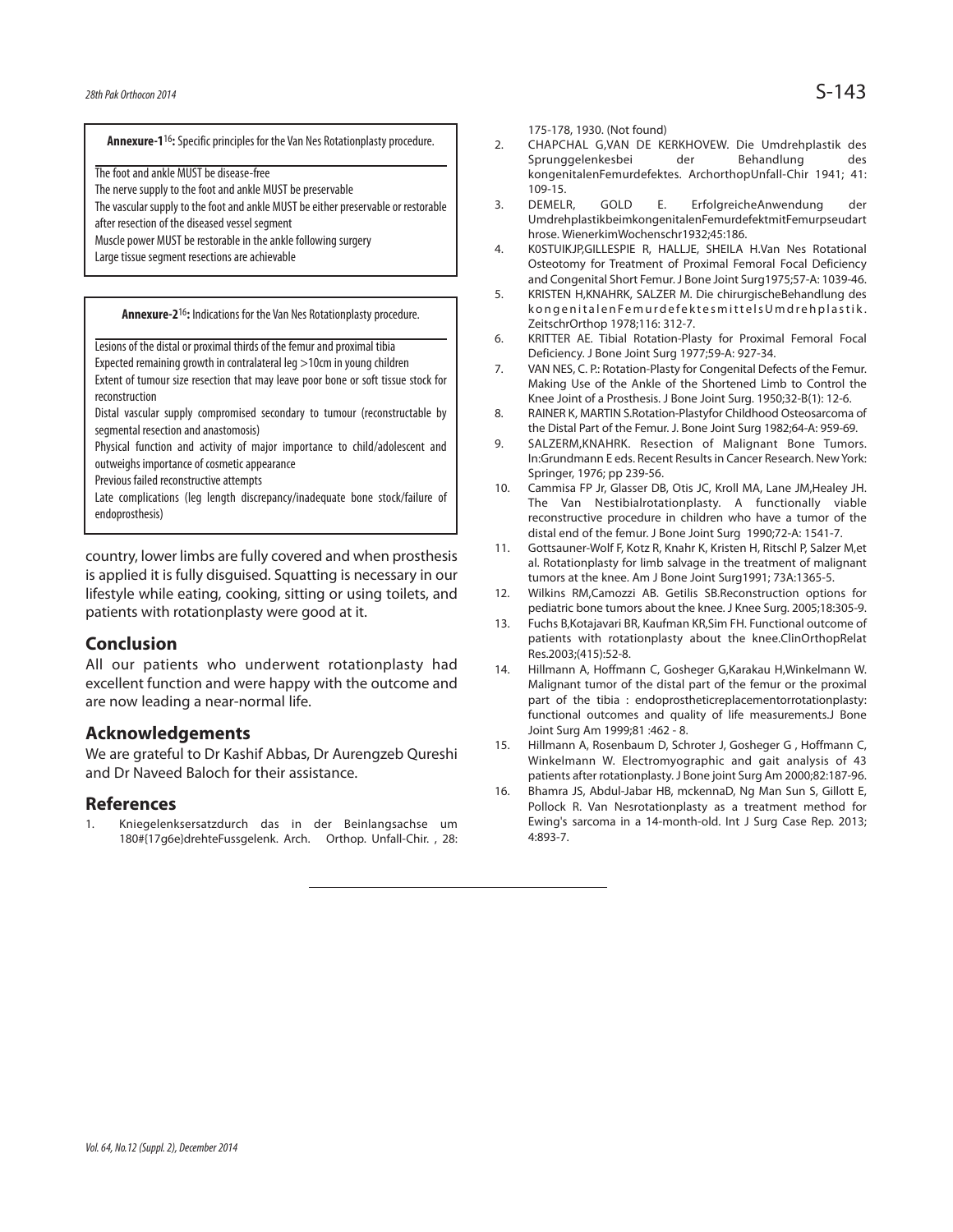**Annexure-1**[16]**:** Specific principles for the Van Nes Rotationplasty procedure.

| |
|---|
| The foot and ankle MUST be disease-free |
| The nerve supply to the foot and ankle MUST be preservable |
| The vascular supply to the foot and ankle MUST be either preservable or restorable after resection of the diseased vessel segment |
| Muscle power MUST be restorable in the ankle following surgery |
| Large tissue segment resections are achievable |

**Annexure-2**[16]**:** Indications for the Van Nes Rotationplasty procedure.

| |
|---|
| Lesions of the distal or proximal thirds of the femur and proximal tibia |
| Expected remaining growth in contralateral leg >10cm in young children |
| Extent of tumour size resection that may leave poor bone or soft tissue stock for reconstruction |
| Distal vascular supply compromised secondary to tumour (reconstructable by segmental resection and anastomosis) |
| Physical function and activity of major importance to child/adolescent and outweighs importance of cosmetic appearance |
| Previous failed reconstructive attempts |
| Late complications (leg length discrepancy/inadequate bone stock/failure of endoprosthesis) |

country, lower limbs are fully covered and when prosthesis is applied it is fully disguised. Squatting is necessary in our lifestyle while eating, cooking, sitting or using toilets, and patients with rotationplasty were good at it.

## Conclusion

All our patients who underwent rotationplasty had excellent function and were happy with the outcome and are now leading a near-normal life.

## Acknowledgements

We are grateful to Dr Kashif Abbas, Dr Aurengzeb Qureshi and Dr Naveed Baloch for their assistance.

## References

1. Kniegelenksersatzdurch das in der Beinlangsachse um 180#{17g6e}drehteFussgelenk. Arch. Orthop. Unfall-Chir. , 28: 175-178, 1930. (Not found)
2. CHAPCHAL G,VAN DE KERKHOVEW. Die Umdrehplastik des Sprunggelenkesbei der Behandlung des kongenitalenFemurdefektes. ArchorthopUnfall-Chir 1941; 41: 109-15.
3. DEMELR, GOLD E. ErfolgreicheAnwendung der UmdrehplastikbeimkongenitalenFemurdefektmitFemurpseudart hrose. WienerkimWochenschr1932;45:186.
4. K0STUIKJP,GILLESPIE R, HALLJE, SHEILA H.Van Nes Rotational Osteotomy for Treatment of Proximal Femoral Focal Deficiency and Congenital Short Femur. J Bone Joint Surg1975;57-A: 1039-46.
5. KRISTEN H,KNAHRK, SALZER M. Die chirurgischeBehandlung des kongenitalenFemurdefektesmittelsUmdrehplastik. ZeitschrOrthop 1978;116: 312-7.
6. KRITTER AE. Tibial Rotation-Plasty for Proximal Femoral Focal Deficiency. J Bone Joint Surg 1977;59-A: 927-34.
7. VAN NES, C. P.: Rotation-Plasty for Congenital Defects of the Femur. Making Use of the Ankle of the Shortened Limb to Control the Knee Joint of a Prosthesis. J Bone Joint Surg. 1950;32-B(1): 12-6.
8. RAINER K, MARTIN S.Rotation-Plastyfor Childhood Osteosarcoma of the Distal Part of the Femur. J. Bone Joint Surg 1982;64-A: 959-69.
9. SALZERM,KNAHRK. Resection of Malignant Bone Tumors. In:Grundmann E eds. Recent Results in Cancer Research. New York: Springer, 1976; pp 239-56.
10. Cammisa FP Jr, Glasser DB, Otis JC, Kroll MA, Lane JM,Healey JH. The Van Nestibialrotationplasty. A functionally viable reconstructive procedure in children who have a tumor of the distal end of the femur. J Bone Joint Surg 1990;72-A: 1541-7.
11. Gottsauner-Wolf F, Kotz R, Knahr K, Kristen H, Ritschl P, Salzer M,et al. Rotationplasty for limb salvage in the treatment of malignant tumors at the knee. Am J Bone Joint Surg1991; 73A:1365-5.
12. Wilkins RM,Camozzi AB. Getilis SB.Reconstruction options for pediatric bone tumors about the knee. J Knee Surg. 2005;18:305-9.
13. Fuchs B,Kotajavari BR, Kaufman KR,Sim FH. Functional outcome of patients with rotationplasty about the knee.ClinOrthopRelat Res.2003;(415):52-8.
14. Hillmann A, Hoffmann C, Gosheger G,Karakau H,Winkelmann W. Malignant tumor of the distal part of the femur or the proximal part of the tibia : endoprostheticreplacementorrotationplasty: functional outcomes and quality of life measurements.J Bone Joint Surg Am 1999;81 :462 - 8.
15. Hillmann A, Rosenbaum D, Schroter J, Gosheger G , Hoffmann C, Winkelmann W. Electromyographic and gait analysis of 43 patients after rotationplasty. J Bone joint Surg Am 2000;82:187-96.
16. Bhamra JS, Abdul-Jabar HB, mckennaD, Ng Man Sun S, Gillott E, Pollock R. Van Nesrotationplasty as a treatment method for Ewing's sarcoma in a 14-month-old. Int J Surg Case Rep. 2013; 4:893-7.